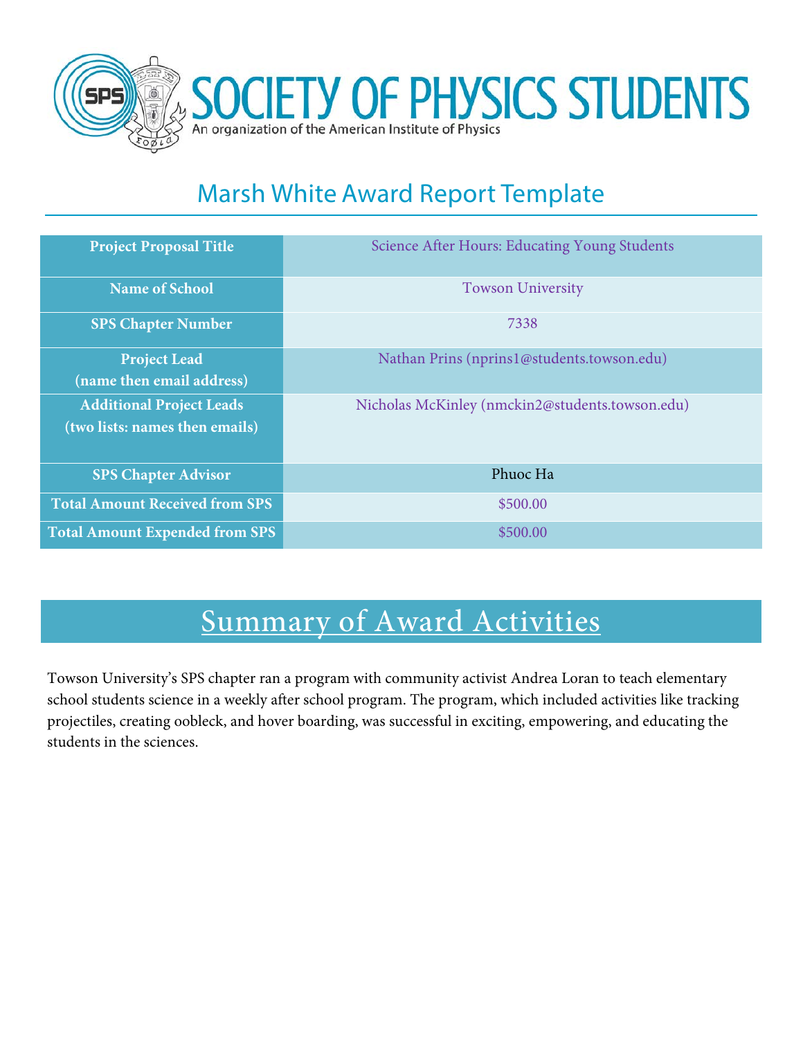# SOCIETY OF PHYSICS STUDENTS

An organization of the American Institute of Physics

## Marsh White Award Report Template

| Project Proposal Title | Science After Hours: Educating Young Students |
|---|---|
| Name of School | Towson University |
| SPS Chapter Number | 7338 |
| Project Lead (name then email address) | Nathan Prins (nprins1@students.towson.edu) |
| Additional Project Leads (two lists: names then emails) | Nicholas McKinley (nmckin2@students.towson.edu) |
| SPS Chapter Advisor | Phuoc Ha |
| Total Amount Received from SPS | $500.00 |
| Total Amount Expended from SPS | $500.00 |

## Summary of Award Activities

Towson University's SPS chapter ran a program with community activist Andrea Loran to teach elementary school students science in a weekly after school program. The program, which included activities like tracking projectiles, creating oobleck, and hover boarding, was successful in exciting, empowering, and educating the students in the sciences.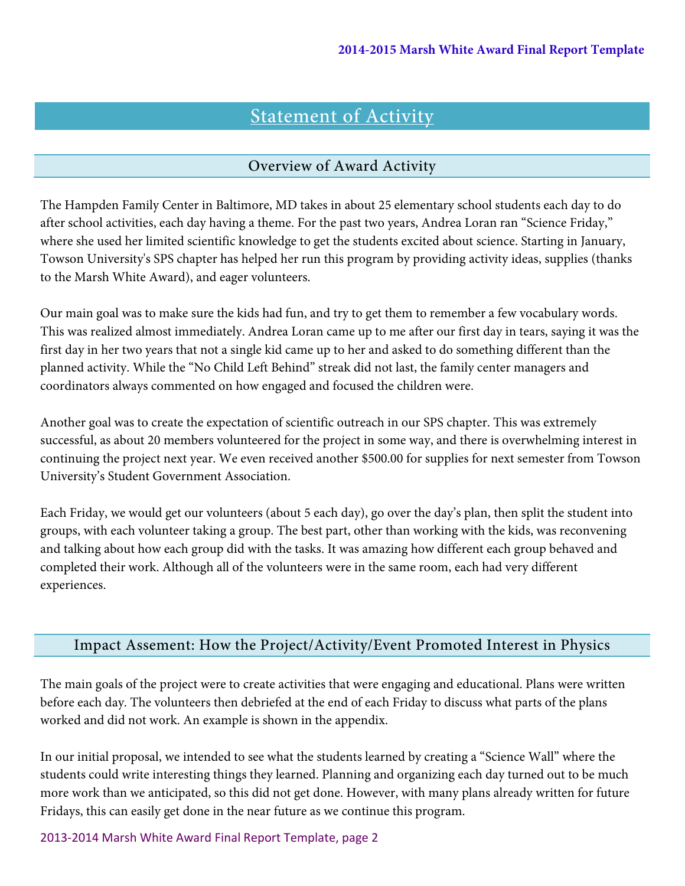# Statement of Activity

## Overview of Award Activity

The Hampden Family Center in Baltimore, MD takes in about 25 elementary school students each day to do after school activities, each day having a theme. For the past two years, Andrea Loran ran "Science Friday," where she used her limited scientific knowledge to get the students excited about science. Starting in January, Towson University's SPS chapter has helped her run this program by providing activity ideas, supplies (thanks to the Marsh White Award), and eager volunteers.

Our main goal was to make sure the kids had fun, and try to get them to remember a few vocabulary words. This was realized almost immediately. Andrea Loran came up to me after our first day in tears, saying it was the first day in her two years that not a single kid came up to her and asked to do something different than the planned activity. While the "No Child Left Behind" streak did not last, the family center managers and coordinators always commented on how engaged and focused the children were.

Another goal was to create the expectation of scientific outreach in our SPS chapter. This was extremely successful, as about 20 members volunteered for the project in some way, and there is overwhelming interest in continuing the project next year. We even received another $500.00 for supplies for next semester from Towson University's Student Government Association.

Each Friday, we would get our volunteers (about 5 each day), go over the day's plan, then split the student into groups, with each volunteer taking a group. The best part, other than working with the kids, was reconvening and talking about how each group did with the tasks. It was amazing how different each group behaved and completed their work. Although all of the volunteers were in the same room, each had very different experiences.

## Impact Assement: How the Project/Activity/Event Promoted Interest in Physics

The main goals of the project were to create activities that were engaging and educational. Plans were written before each day. The volunteers then debriefed at the end of each Friday to discuss what parts of the plans worked and did not work. An example is shown in the appendix.

In our initial proposal, we intended to see what the students learned by creating a "Science Wall" where the students could write interesting things they learned. Planning and organizing each day turned out to be much more work than we anticipated, so this did not get done. However, with many plans already written for future Fridays, this can easily get done in the near future as we continue this program.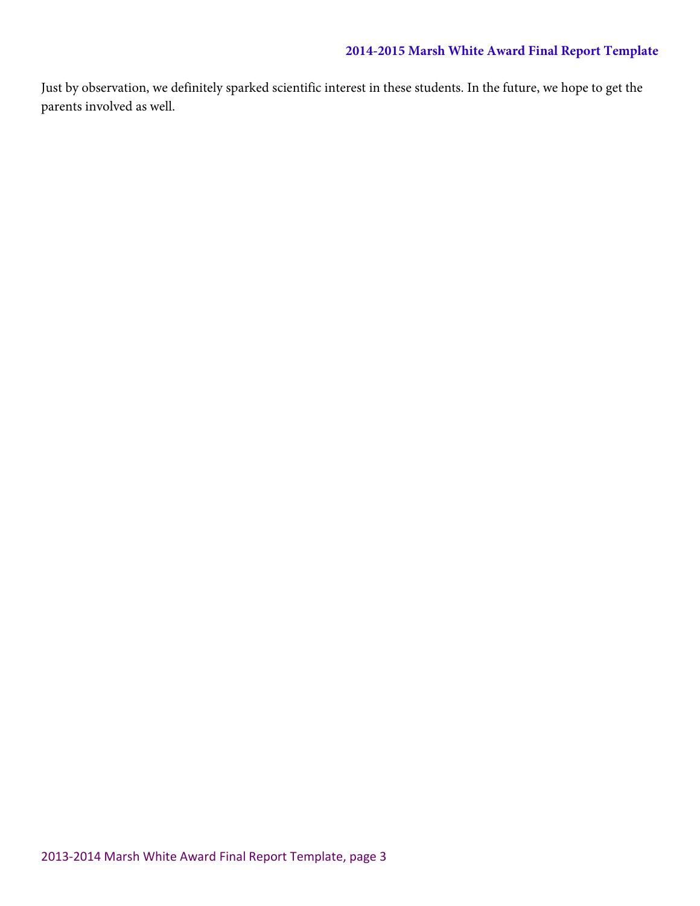Just by observation, we definitely sparked scientific interest in these students. In the future, we hope to get the parents involved as well.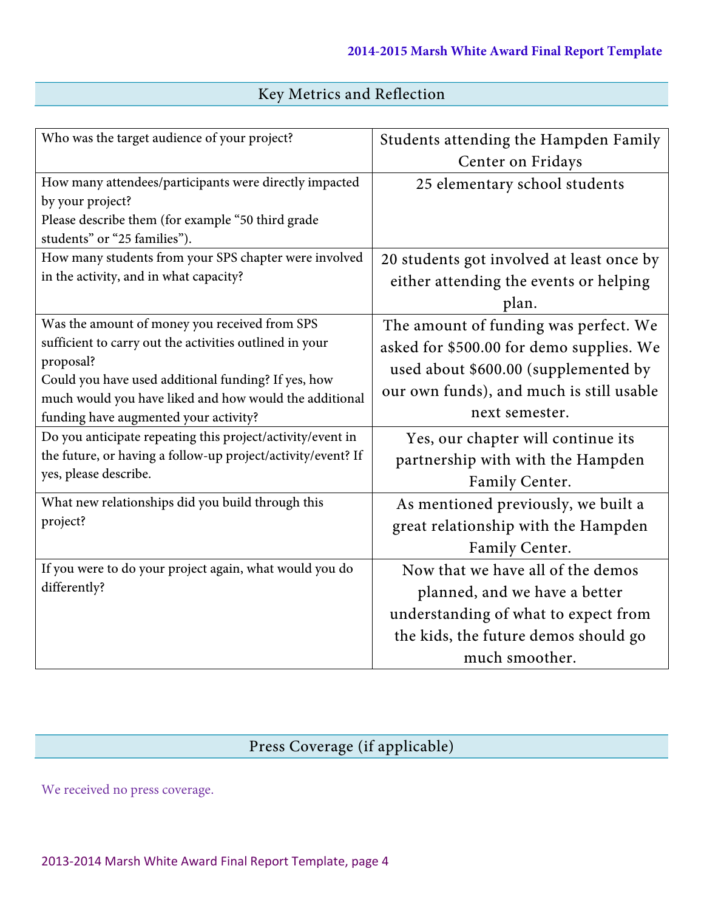## Key Metrics and Reflection

| | |
|---|---|
| Who was the target audience of your project? | Students attending the Hampden Family Center on Fridays |
| How many attendees/participants were directly impacted by your project?<br>Please describe them (for example "50 third grade students" or "25 families"). | 25 elementary school students |
| How many students from your SPS chapter were involved in the activity, and in what capacity? | 20 students got involved at least once by either attending the events or helping plan. |
| Was the amount of money you received from SPS sufficient to carry out the activities outlined in your proposal?<br>Could you have used additional funding? If yes, how much would you have liked and how would the additional funding have augmented your activity? | The amount of funding was perfect. We asked for $500.00 for demo supplies. We used about $600.00 (supplemented by our own funds), and much is still usable next semester. |
| Do you anticipate repeating this project/activity/event in the future, or having a follow-up project/activity/event? If yes, please describe. | Yes, our chapter will continue its partnership with with the Hampden Family Center. |
| What new relationships did you build through this project? | As mentioned previously, we built a great relationship with the Hampden Family Center. |
| If you were to do your project again, what would you do differently? | Now that we have all of the demos planned, and we have a better understanding of what to expect from the kids, the future demos should go much smoother. |

## Press Coverage (if applicable)

We received no press coverage.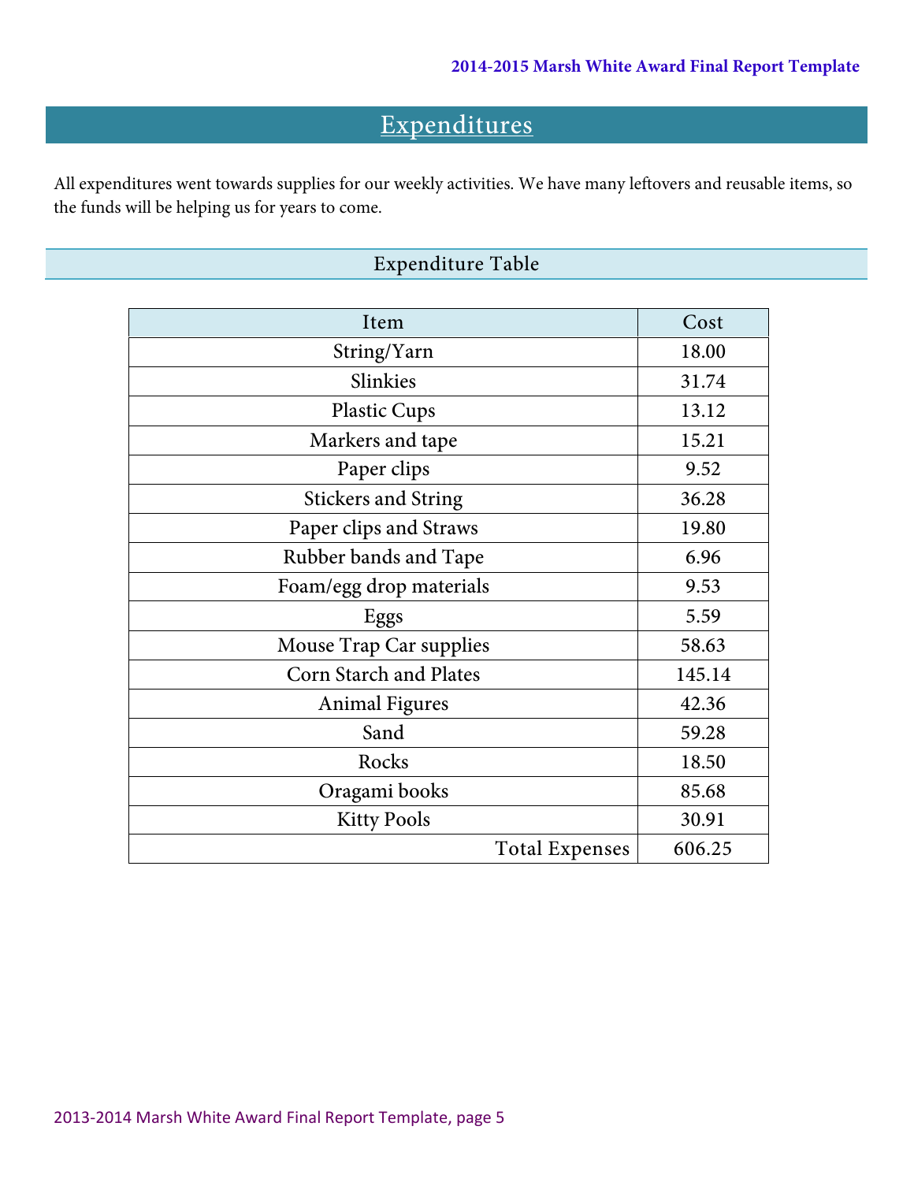## Expenditures

All expenditures went towards supplies for our weekly activities. We have many leftovers and reusable items, so the funds will be helping us for years to come.

### Expenditure Table

| Item | Cost |
|---|---|
| String/Yarn | 18.00 |
| Slinkies | 31.74 |
| Plastic Cups | 13.12 |
| Markers and tape | 15.21 |
| Paper clips | 9.52 |
| Stickers and String | 36.28 |
| Paper clips and Straws | 19.80 |
| Rubber bands and Tape | 6.96 |
| Foam/egg drop materials | 9.53 |
| Eggs | 5.59 |
| Mouse Trap Car supplies | 58.63 |
| Corn Starch and Plates | 145.14 |
| Animal Figures | 42.36 |
| Sand | 59.28 |
| Rocks | 18.50 |
| Oragami books | 85.68 |
| Kitty Pools | 30.91 |
| Total Expenses | 606.25 |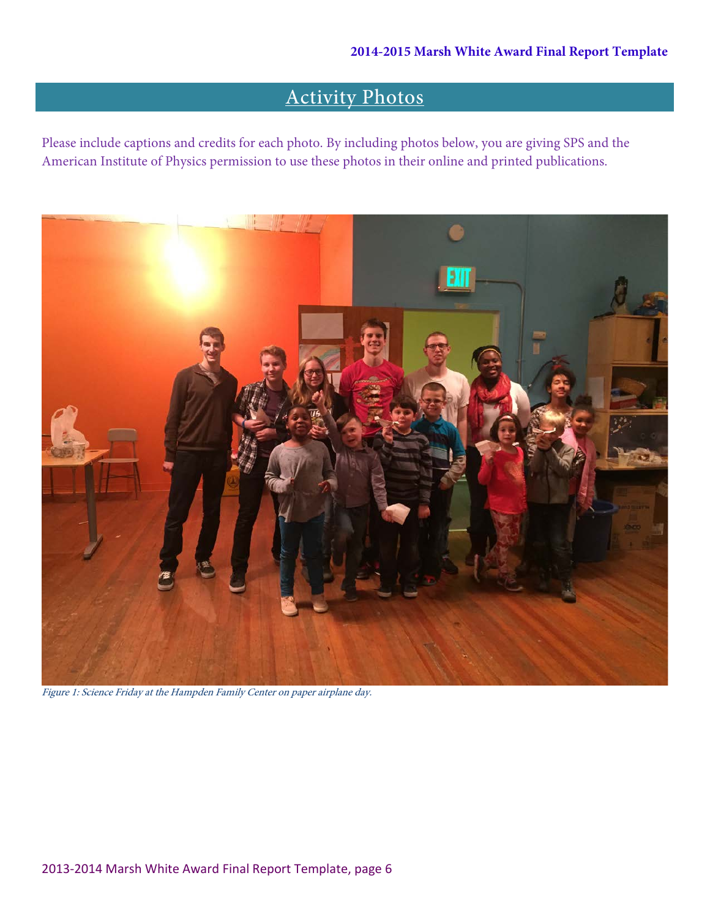## Activity Photos

Please include captions and credits for each photo. By including photos below, you are giving SPS and the American Institute of Physics permission to use these photos in their online and printed publications.

*Figure 1: Science Friday at the Hampden Family Center on paper airplane day.*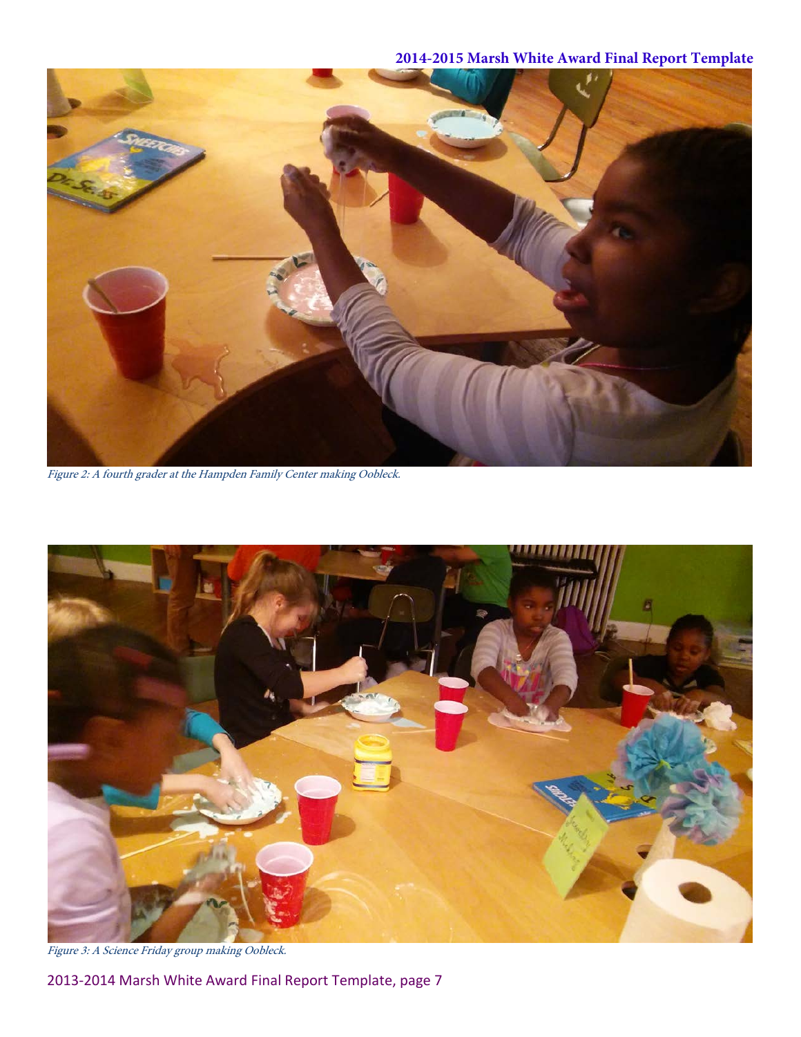*Figure 2: A fourth grader at the Hampden Family Center making Oobleck.*

*Figure 3: A Science Friday group making Oobleck.*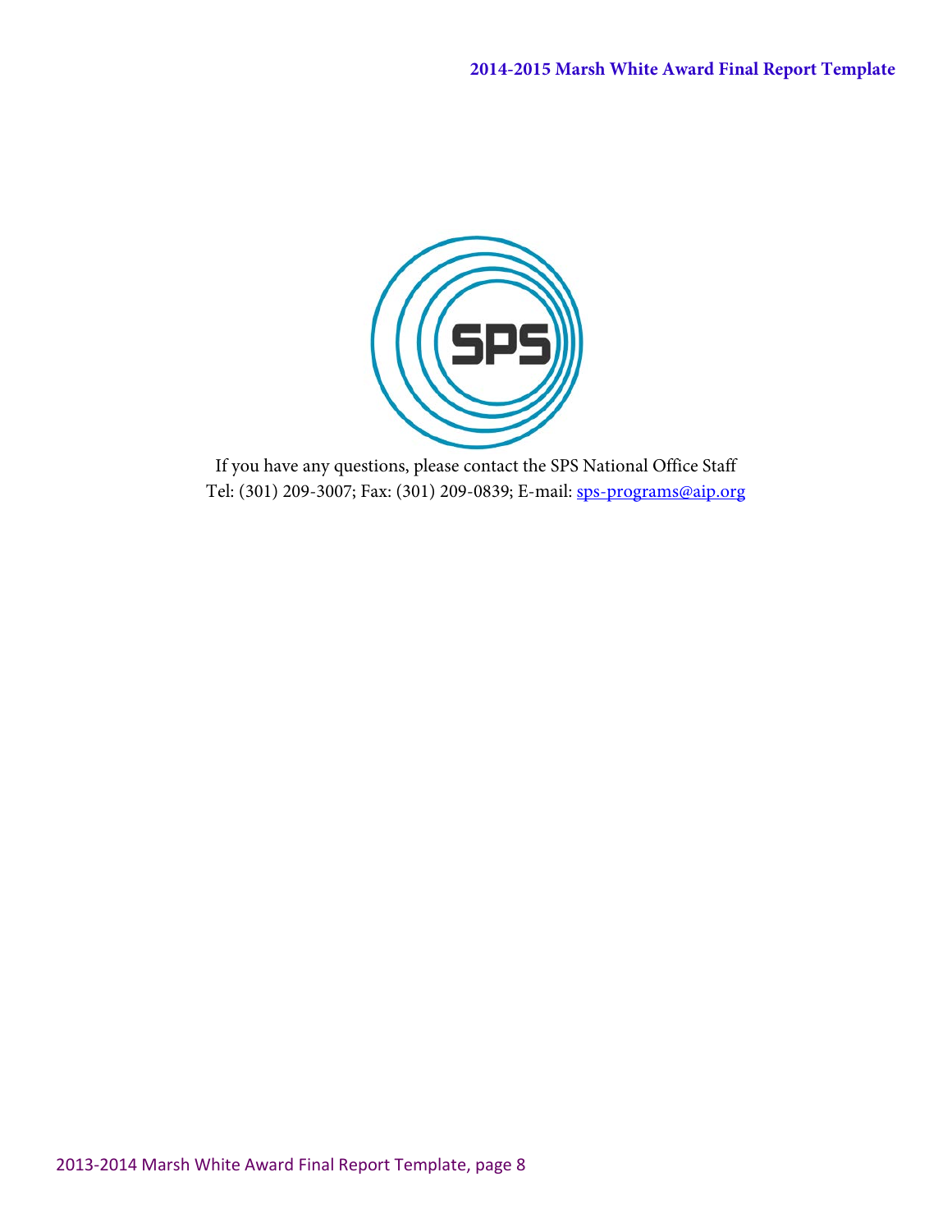If you have any questions, please contact the SPS National Office Staff
Tel: (301) 209-3007; Fax: (301) 209-0839; E-mail: sps-programs@aip.org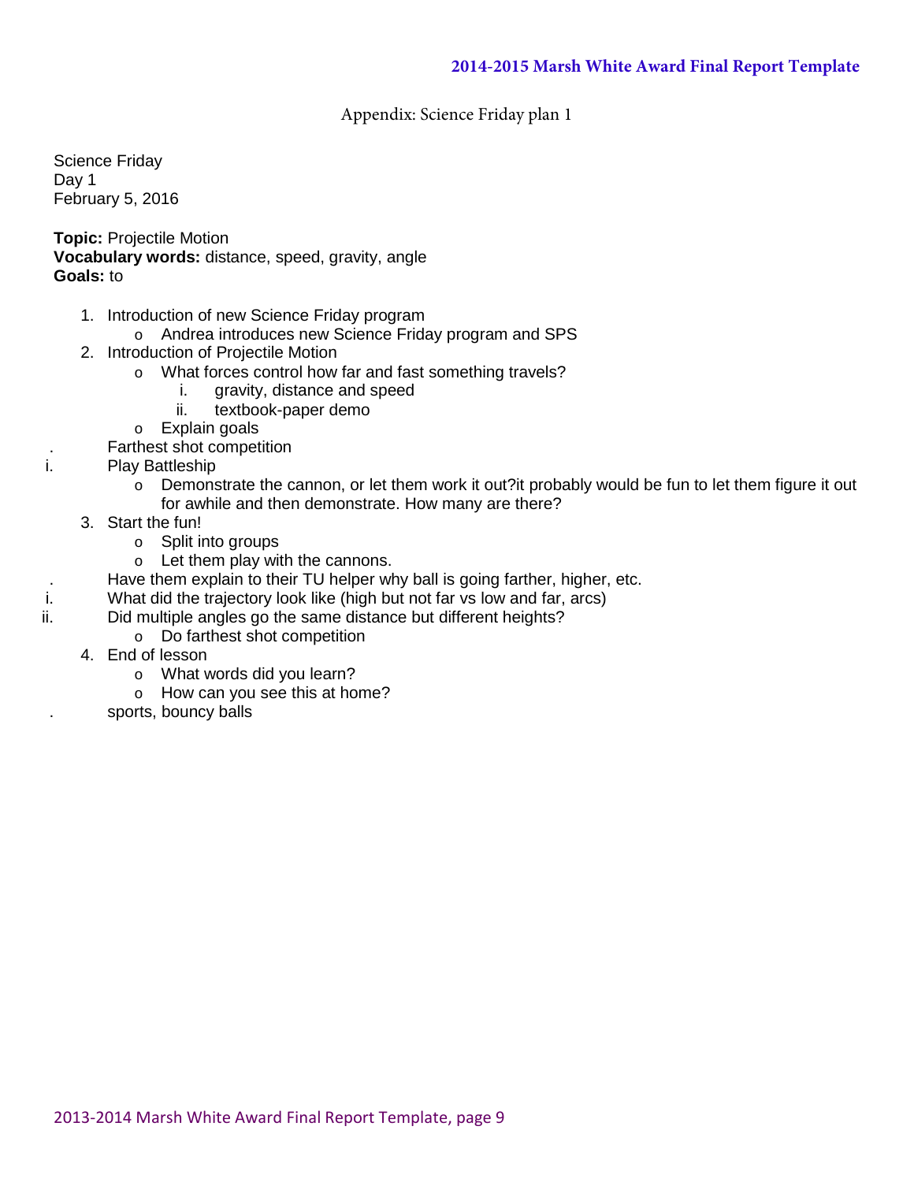Appendix: Science Friday plan 1

Science Friday
Day 1
February 5, 2016

**Topic:** Projectile Motion
**Vocabulary words:** distance, speed, gravity, angle
**Goals:** to

1. Introduction of new Science Friday program
   - Andrea introduces new Science Friday program and SPS
2. Introduction of Projectile Motion
   - What forces control how far and fast something travels?
     i. gravity, distance and speed
     ii. textbook-paper demo
   - Explain goals

. Farthest shot competition

i. Play Battleship

   - Demonstrate the cannon, or let them work it out?it probably would be fun to let them figure it out for awhile and then demonstrate. How many are there?
3. Start the fun!
   - Split into groups
   - Let them play with the cannons.

. Have them explain to their TU helper why ball is going farther, higher, etc.

i. What did the trajectory look like (high but not far vs low and far, arcs)

ii. Did multiple angles go the same distance but different heights?

   - Do farthest shot competition
4. End of lesson
   - What words did you learn?
   - How can you see this at home?

. sports, bouncy balls